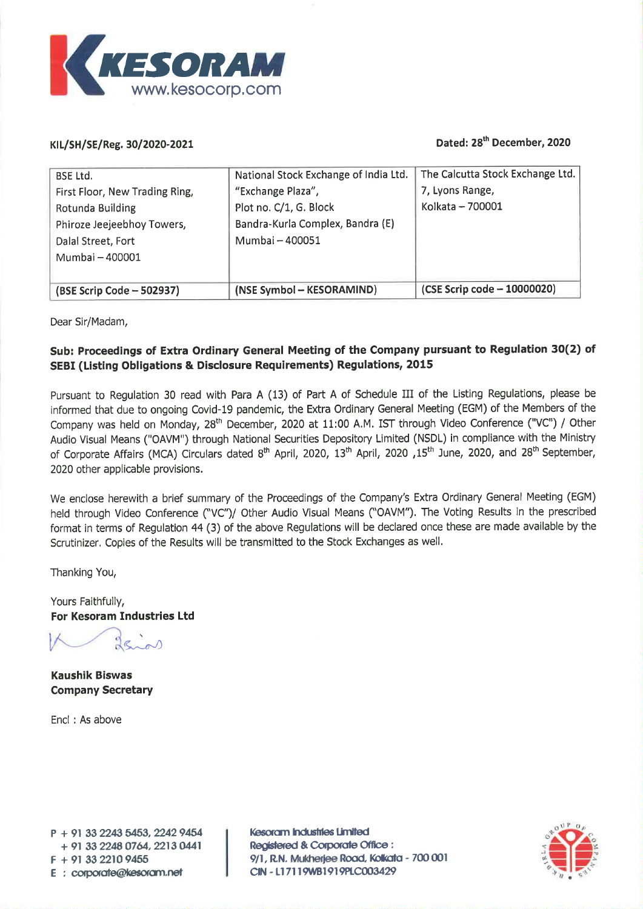KESORAM
www.kesocorp.com

KIL/SH/SE/Reg. 30/2020-2021

Dated: 28th December, 2020

| BSE Ltd.<br>First Floor, New Trading Ring,<br>Rotunda Building<br>Phiroze Jeejeebhoy Towers,<br>Dalal Street, Fort<br>Mumbai – 400001 | National Stock Exchange of India Ltd.<br>"Exchange Plaza",<br>Plot no. C/1, G. Block<br>Bandra-Kurla Complex, Bandra (E)<br>Mumbai – 400051 | The Calcutta Stock Exchange Ltd.<br>7, Lyons Range,<br>Kolkata – 700001 |
|---|---|---|
| **(BSE Scrip Code – 502937)** | **(NSE Symbol – KESORAMIND)** | **(CSE Scrip code – 10000020)** |

Dear Sir/Madam,

**Sub: Proceedings of Extra Ordinary General Meeting of the Company pursuant to Regulation 30(2) of SEBI (Listing Obligations & Disclosure Requirements) Regulations, 2015**

Pursuant to Regulation 30 read with Para A (13) of Part A of Schedule III of the Listing Regulations, please be informed that due to ongoing Covid-19 pandemic, the Extra Ordinary General Meeting (EGM) of the Members of the Company was held on Monday, 28th December, 2020 at 11:00 A.M. IST through Video Conference ("VC") / Other Audio Visual Means ("OAVM") through National Securities Depository Limited (NSDL) in compliance with the Ministry of Corporate Affairs (MCA) Circulars dated 8th April, 2020, 13th April, 2020 ,15th June, 2020, and 28th September, 2020 other applicable provisions.

We enclose herewith a brief summary of the Proceedings of the Company's Extra Ordinary General Meeting (EGM) held through Video Conference ("VC")/ Other Audio Visual Means ("OAVM"). The Voting Results in the prescribed format in terms of Regulation 44 (3) of the above Regulations will be declared once these are made available by the Scrutinizer. Copies of the Results will be transmitted to the Stock Exchanges as well.

Thanking You,

Yours Faithfully,
**For Kesoram Industries Ltd**

**Kaushik Biswas**
**Company Secretary**

Encl : As above

P + 91 33 2243 5453, 2242 9454
+ 91 33 2248 0764, 2213 0441
F + 91 33 2210 9455
E : corporate@kesoram.net

Kesoram Industries Limited
Registered & Corporate Office :
9/1, R.N. Mukherjee Road, Kolkata - 700 001
CIN - L17119WB1919PLC003429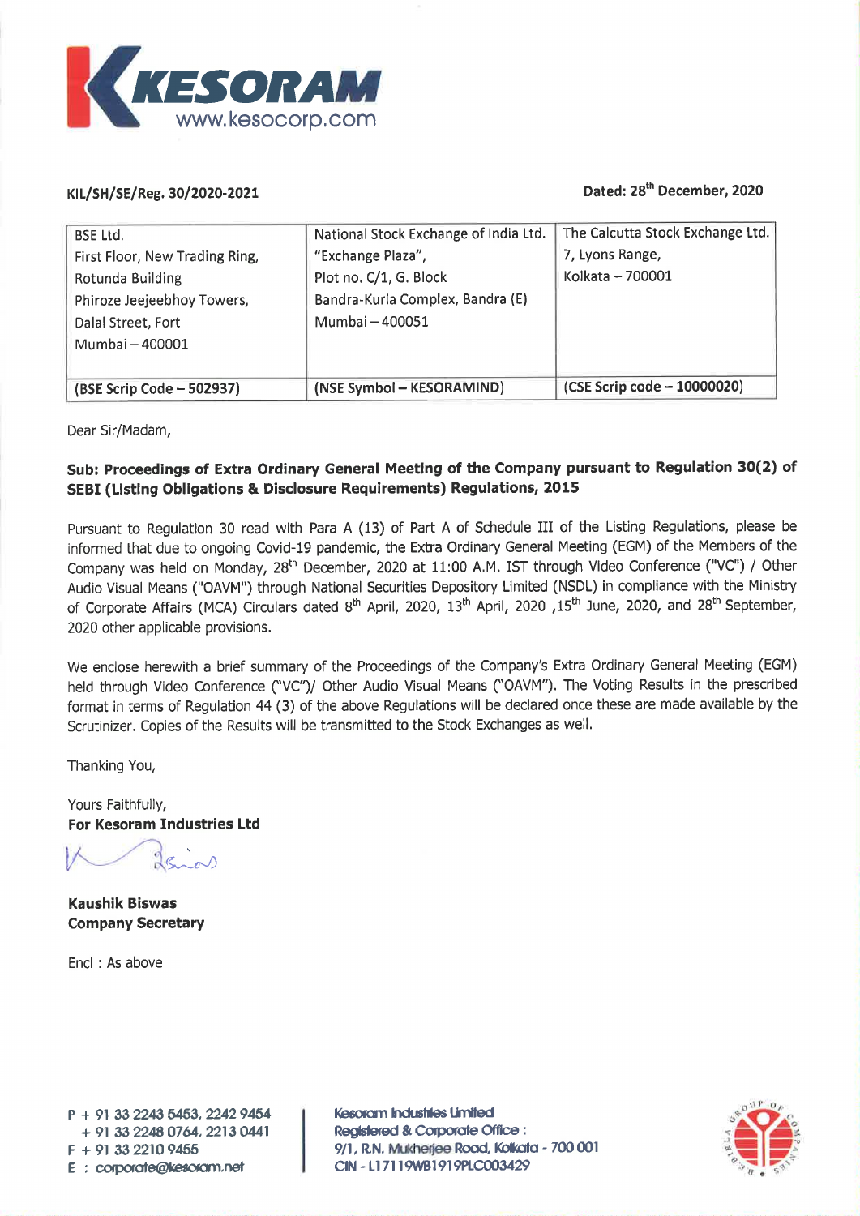KESORAM
www.kesocorp.com

KIL/SH/SE/Reg. 30/2020-2021

Dated: 28th December, 2020

| | | |
|---|---|---|
| BSE Ltd.<br>First Floor, New Trading Ring,<br>Rotunda Building<br>Phiroze Jeejeebhoy Towers,<br>Dalal Street, Fort<br>Mumbai – 400001 | National Stock Exchange of India Ltd.<br>"Exchange Plaza",<br>Plot no. C/1, G. Block<br>Bandra-Kurla Complex, Bandra (E)<br>Mumbai – 400051 | The Calcutta Stock Exchange Ltd.<br>7, Lyons Range,<br>Kolkata – 700001 |
| **(BSE Scrip Code – 502937)** | **(NSE Symbol – KESORAMIND)** | **(CSE Scrip code – 10000020)** |

Dear Sir/Madam,

**Sub: Proceedings of Extra Ordinary General Meeting of the Company pursuant to Regulation 30(2) of SEBI (Listing Obligations & Disclosure Requirements) Regulations, 2015**

Pursuant to Regulation 30 read with Para A (13) of Part A of Schedule III of the Listing Regulations, please be informed that due to ongoing Covid-19 pandemic, the Extra Ordinary General Meeting (EGM) of the Members of the Company was held on Monday, 28th December, 2020 at 11:00 A.M. IST through Video Conference ("VC") / Other Audio Visual Means ("OAVM") through National Securities Depository Limited (NSDL) in compliance with the Ministry of Corporate Affairs (MCA) Circulars dated 8th April, 2020, 13th April, 2020 ,15th June, 2020, and 28th September, 2020 other applicable provisions.

We enclose herewith a brief summary of the Proceedings of the Company's Extra Ordinary General Meeting (EGM) held through Video Conference ("VC")/ Other Audio Visual Means ("OAVM"). The Voting Results in the prescribed format in terms of Regulation 44 (3) of the above Regulations will be declared once these are made available by the Scrutinizer. Copies of the Results will be transmitted to the Stock Exchanges as well.

Thanking You,

Yours Faithfully,
**For Kesoram Industries Ltd**

**Kaushik Biswas**
**Company Secretary**

Encl : As above

P + 91 33 2243 5453, 2242 9454
+ 91 33 2248 0764, 2213 0441
F + 91 33 2210 9455
E : corporate@kesoram.net

Kesoram Industries Limited
Registered & Corporate Office :
9/1, R.N. Mukherjee Road, Kolkata - 700 001
CIN - L17119WB1919PLC003429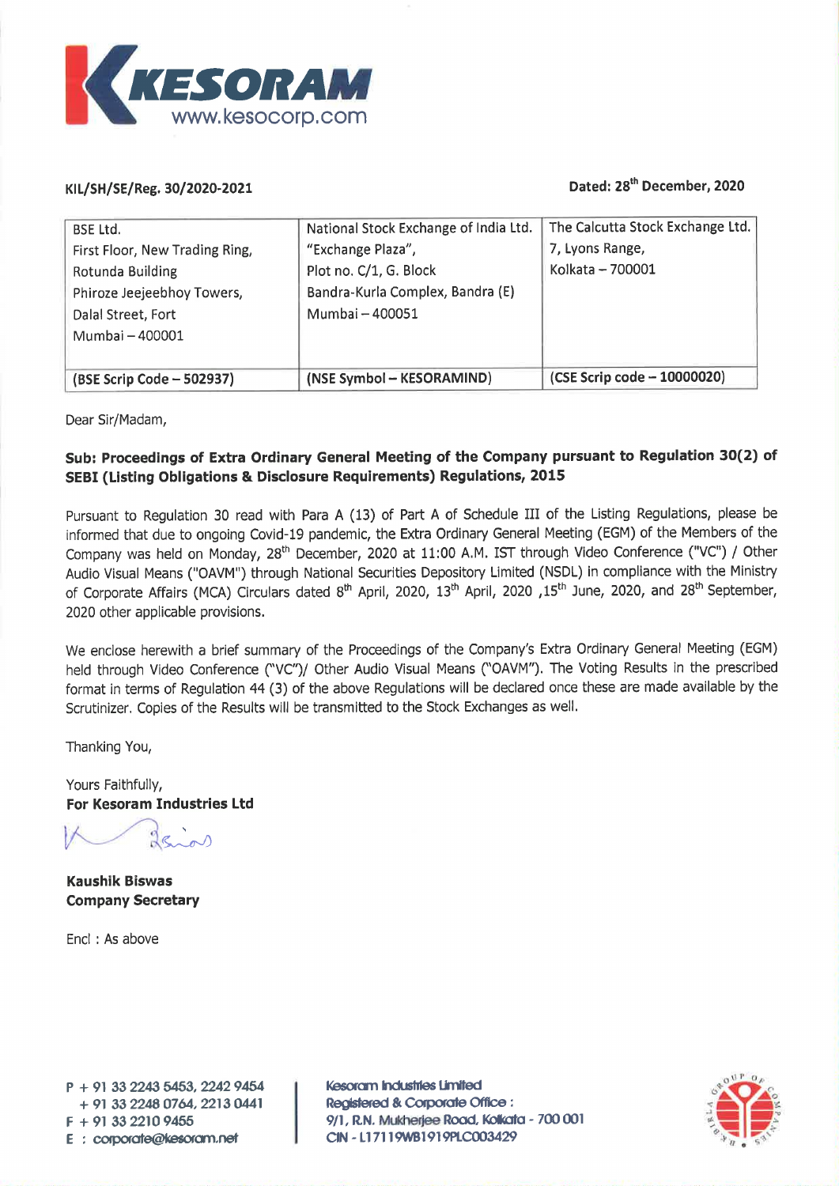KESORAM
www.kesocorp.com

KIL/SH/SE/Reg. 30/2020-2021

Dated: 28th December, 2020

| | | |
|---|---|---|
| BSE Ltd.<br>First Floor, New Trading Ring,<br>Rotunda Building<br>Phiroze Jeejeebhoy Towers,<br>Dalal Street, Fort<br>Mumbai – 400001 | National Stock Exchange of India Ltd.<br>"Exchange Plaza",<br>Plot no. C/1, G. Block<br>Bandra-Kurla Complex, Bandra (E)<br>Mumbai – 400051 | The Calcutta Stock Exchange Ltd.<br>7, Lyons Range,<br>Kolkata – 700001 |
| **(BSE Scrip Code – 502937)** | **(NSE Symbol – KESORAMIND)** | **(CSE Scrip code – 10000020)** |

Dear Sir/Madam,

**Sub: Proceedings of Extra Ordinary General Meeting of the Company pursuant to Regulation 30(2) of SEBI (Listing Obligations & Disclosure Requirements) Regulations, 2015**

Pursuant to Regulation 30 read with Para A (13) of Part A of Schedule III of the Listing Regulations, please be informed that due to ongoing Covid-19 pandemic, the Extra Ordinary General Meeting (EGM) of the Members of the Company was held on Monday, 28th December, 2020 at 11:00 A.M. IST through Video Conference ("VC") / Other Audio Visual Means ("OAVM") through National Securities Depository Limited (NSDL) in compliance with the Ministry of Corporate Affairs (MCA) Circulars dated 8th April, 2020, 13th April, 2020 ,15th June, 2020, and 28th September, 2020 other applicable provisions.

We enclose herewith a brief summary of the Proceedings of the Company's Extra Ordinary General Meeting (EGM) held through Video Conference ("VC")/ Other Audio Visual Means ("OAVM"). The Voting Results in the prescribed format in terms of Regulation 44 (3) of the above Regulations will be declared once these are made available by the Scrutinizer. Copies of the Results will be transmitted to the Stock Exchanges as well.

Thanking You,

Yours Faithfully,
**For Kesoram Industries Ltd**

**Kaushik Biswas**
**Company Secretary**

Encl : As above

P + 91 33 2243 5453, 2242 9454
+ 91 33 2248 0764, 2213 0441
F + 91 33 2210 9455
E : corporate@kesoram.net

Kesoram Industries Limited
Registered & Corporate Office :
9/1, R.N. Mukherjee Road, Kolkata - 700 001
CIN - L17119WB1919PLC003429